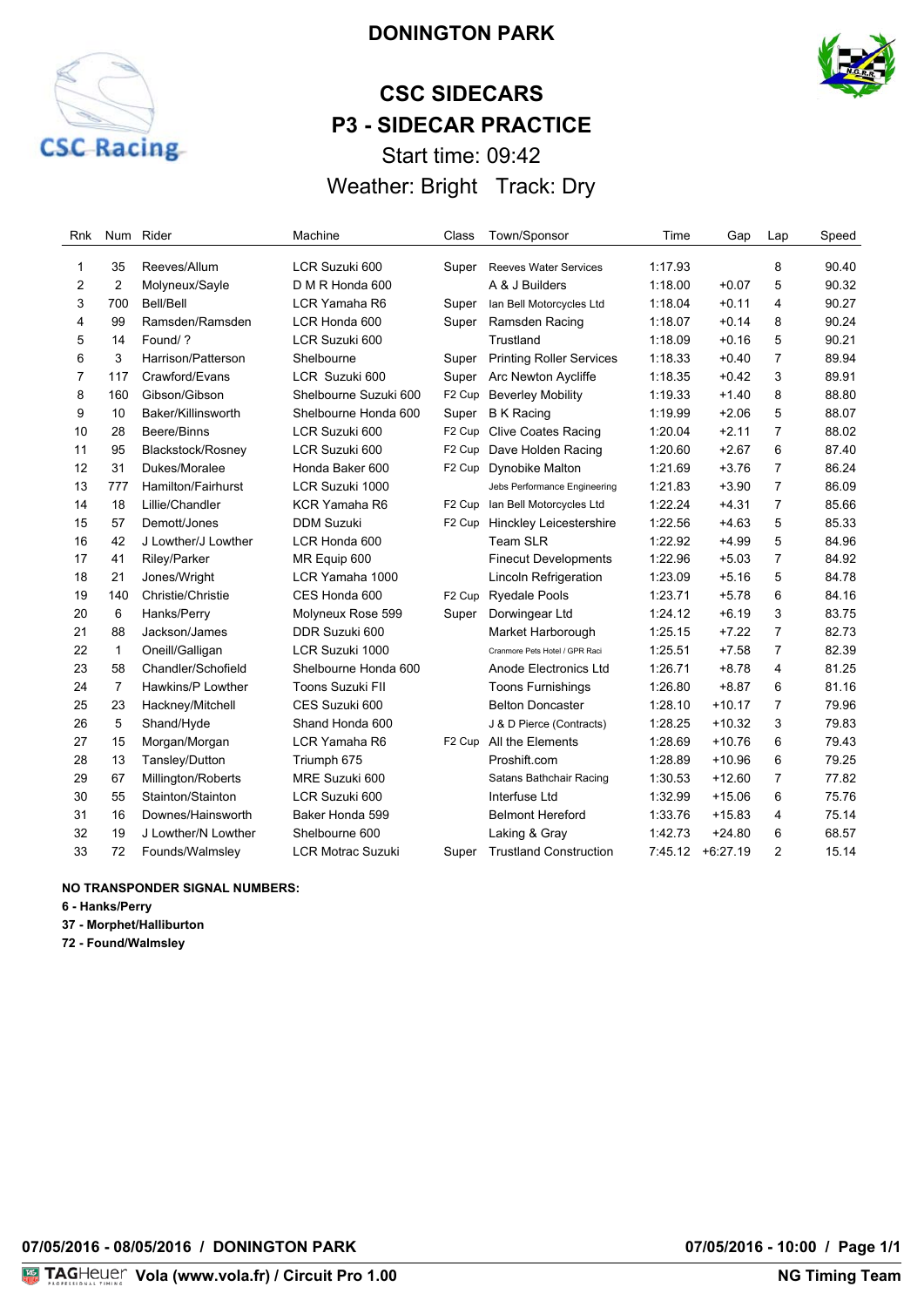# DONINGTON PARK

## CSC SIDECARS

## P3 - SIDECAR PRACTICE

Start time: 09:42

Weather: Bright Track: Dry

| Rnk | Num | Rider | Machine | Class | Town/Sponsor | Time | Gap | Lap | Speed |
|---|---|---|---|---|---|---|---|---|---|
| 1 | 35 | Reeves/Allum | LCR Suzuki 600 | Super | Reeves Water Services | 1:17.93 | | 8 | 90.40 |
| 2 | 2 | Molyneux/Sayle | D M R Honda 600 | | A & J Builders | 1:18.00 | +0.07 | 5 | 90.32 |
| 3 | 700 | Bell/Bell | LCR Yamaha R6 | Super | Ian Bell Motorcycles Ltd | 1:18.04 | +0.11 | 4 | 90.27 |
| 4 | 99 | Ramsden/Ramsden | LCR Honda 600 | Super | Ramsden Racing | 1:18.07 | +0.14 | 8 | 90.24 |
| 5 | 14 | Found/ ? | LCR Suzuki 600 | | Trustland | 1:18.09 | +0.16 | 5 | 90.21 |
| 6 | 3 | Harrison/Patterson | Shelbourne | Super | Printing Roller Services | 1:18.33 | +0.40 | 7 | 89.94 |
| 7 | 117 | Crawford/Evans | LCR Suzuki 600 | Super | Arc Newton Aycliffe | 1:18.35 | +0.42 | 3 | 89.91 |
| 8 | 160 | Gibson/Gibson | Shelbourne Suzuki 600 | F2 Cup | Beverley Mobility | 1:19.33 | +1.40 | 8 | 88.80 |
| 9 | 10 | Baker/Killinsworth | Shelbourne Honda 600 | Super | B K Racing | 1:19.99 | +2.06 | 5 | 88.07 |
| 10 | 28 | Beere/Binns | LCR Suzuki 600 | F2 Cup | Clive Coates Racing | 1:20.04 | +2.11 | 7 | 88.02 |
| 11 | 95 | Blackstock/Rosney | LCR Suzuki 600 | F2 Cup | Dave Holden Racing | 1:20.60 | +2.67 | 6 | 87.40 |
| 12 | 31 | Dukes/Moralee | Honda Baker 600 | F2 Cup | Dynobike Malton | 1:21.69 | +3.76 | 7 | 86.24 |
| 13 | 777 | Hamilton/Fairhurst | LCR Suzuki 1000 | | Jebs Performance Engineering | 1:21.83 | +3.90 | 7 | 86.09 |
| 14 | 18 | Lillie/Chandler | KCR Yamaha R6 | F2 Cup | Ian Bell Motorcycles Ltd | 1:22.24 | +4.31 | 7 | 85.66 |
| 15 | 57 | Demott/Jones | DDM Suzuki | F2 Cup | Hinckley Leicestershire | 1:22.56 | +4.63 | 5 | 85.33 |
| 16 | 42 | J Lowther/J Lowther | LCR Honda 600 | | Team SLR | 1:22.92 | +4.99 | 5 | 84.96 |
| 17 | 41 | Riley/Parker | MR Equip 600 | | Finecut Developments | 1:22.96 | +5.03 | 7 | 84.92 |
| 18 | 21 | Jones/Wright | LCR Yamaha 1000 | | Lincoln Refrigeration | 1:23.09 | +5.16 | 5 | 84.78 |
| 19 | 140 | Christie/Christie | CES Honda 600 | F2 Cup | Ryedale Pools | 1:23.71 | +5.78 | 6 | 84.16 |
| 20 | 6 | Hanks/Perry | Molyneux Rose 599 | Super | Dorwingear Ltd | 1:24.12 | +6.19 | 3 | 83.75 |
| 21 | 88 | Jackson/James | DDR Suzuki 600 | | Market Harborough | 1:25.15 | +7.22 | 7 | 82.73 |
| 22 | 1 | Oneill/Galligan | LCR Suzuki 1000 | | Cranmore Pets Hotel / GPR Raci | 1:25.51 | +7.58 | 7 | 82.39 |
| 23 | 58 | Chandler/Schofield | Shelbourne Honda 600 | | Anode Electronics Ltd | 1:26.71 | +8.78 | 4 | 81.25 |
| 24 | 7 | Hawkins/P Lowther | Toons Suzuki FII | | Toons Furnishings | 1:26.80 | +8.87 | 6 | 81.16 |
| 25 | 23 | Hackney/Mitchell | CES Suzuki 600 | | Belton Doncaster | 1:28.10 | +10.17 | 7 | 79.96 |
| 26 | 5 | Shand/Hyde | Shand Honda 600 | | J & D Pierce (Contracts) | 1:28.25 | +10.32 | 3 | 79.83 |
| 27 | 15 | Morgan/Morgan | LCR Yamaha R6 | F2 Cup | All the Elements | 1:28.69 | +10.76 | 6 | 79.43 |
| 28 | 13 | Tansley/Dutton | Triumph 675 | | Proshift.com | 1:28.89 | +10.96 | 6 | 79.25 |
| 29 | 67 | Millington/Roberts | MRE Suzuki 600 | | Satans Bathchair Racing | 1:30.53 | +12.60 | 7 | 77.82 |
| 30 | 55 | Stainton/Stainton | LCR Suzuki 600 | | Interfuse Ltd | 1:32.99 | +15.06 | 6 | 75.76 |
| 31 | 16 | Downes/Hainsworth | Baker Honda 599 | | Belmont Hereford | 1:33.76 | +15.83 | 4 | 75.14 |
| 32 | 19 | J Lowther/N Lowther | Shelbourne 600 | | Laking & Gray | 1:42.73 | +24.80 | 6 | 68.57 |
| 33 | 72 | Founds/Walmsley | LCR Motrac Suzuki | Super | Trustland Construction | 7:45.12 | +6:27.19 | 2 | 15.14 |

**NO TRANSPONDER SIGNAL NUMBERS:**

**6 - Hanks/Perry**

**37 - Morphet/Halliburton**

**72 - Found/Walmsley**

**07/05/2016 - 08/05/2016 / DONINGTON PARK** **07/05/2016 - 10:00 / Page 1/1**

**Vola (www.vola.fr) / Circuit Pro 1.00** **NG Timing Team**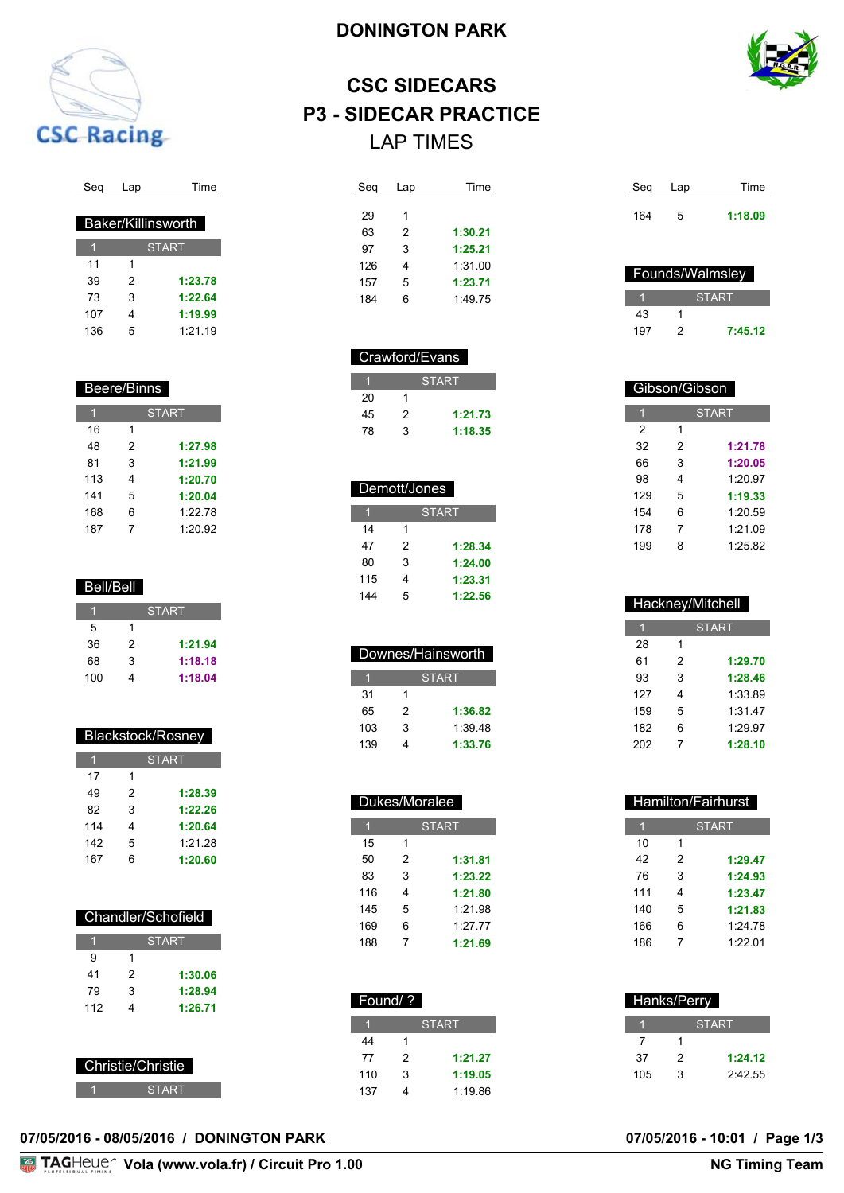# DONINGTON PARK

## CSC SIDECARS
## P3 - SIDECAR PRACTICE
### LAP TIMES

**Baker/Killinsworth**

| Seq | Lap | Time |
|---|---|---|
| 1 | START | |
| 11 | 1 | |
| 39 | 2 | **1:23.78** |
| 73 | 3 | **1:22.64** |
| 107 | 4 | **1:19.99** |
| 136 | 5 | 1:21.19 |

**Beere/Binns**

| Seq | Lap | Time |
|---|---|---|
| 1 | START | |
| 16 | 1 | |
| 48 | 2 | **1:27.98** |
| 81 | 3 | **1:21.99** |
| 113 | 4 | **1:20.70** |
| 141 | 5 | **1:20.04** |
| 168 | 6 | 1:22.78 |
| 187 | 7 | 1:20.92 |

**Bell/Bell**

| Seq | Lap | Time |
|---|---|---|
| 1 | START | |
| 5 | 1 | |
| 36 | 2 | **1:21.94** |
| 68 | 3 | **1:18.18** |
| 100 | 4 | **1:18.04** |

**Blackstock/Rosney**

| Seq | Lap | Time |
|---|---|---|
| 1 | START | |
| 17 | 1 | |
| 49 | 2 | **1:28.39** |
| 82 | 3 | **1:22.26** |
| 114 | 4 | **1:20.64** |
| 142 | 5 | 1:21.28 |
| 167 | 6 | **1:20.60** |

**Chandler/Schofield**

| Seq | Lap | Time |
|---|---|---|
| 1 | START | |
| 9 | 1 | |
| 41 | 2 | **1:30.06** |
| 79 | 3 | **1:28.94** |
| 112 | 4 | **1:26.71** |

**Christie/Christie**

| Seq | Lap | Time |
|---|---|---|
| 1 | START | |
| 29 | 1 | |
| 63 | 2 | **1:30.21** |
| 97 | 3 | **1:25.21** |
| 126 | 4 | 1:31.00 |
| 157 | 5 | **1:23.71** |
| 184 | 6 | 1:49.75 |

**Crawford/Evans**

| Seq | Lap | Time |
|---|---|---|
| 1 | START | |
| 20 | 1 | |
| 45 | 2 | **1:21.73** |
| 78 | 3 | **1:18.35** |

**Demott/Jones**

| Seq | Lap | Time |
|---|---|---|
| 1 | START | |
| 14 | 1 | |
| 47 | 2 | **1:28.34** |
| 80 | 3 | **1:24.00** |
| 115 | 4 | **1:23.31** |
| 144 | 5 | **1:22.56** |

**Downes/Hainsworth**

| Seq | Lap | Time |
|---|---|---|
| 1 | START | |
| 31 | 1 | |
| 65 | 2 | **1:36.82** |
| 103 | 3 | 1:39.48 |
| 139 | 4 | **1:33.76** |

**Dukes/Moralee**

| Seq | Lap | Time |
|---|---|---|
| 1 | START | |
| 15 | 1 | |
| 50 | 2 | **1:31.81** |
| 83 | 3 | **1:23.22** |
| 116 | 4 | **1:21.80** |
| 145 | 5 | 1:21.98 |
| 169 | 6 | 1:27.77 |
| 188 | 7 | **1:21.69** |

**Found/ ?**

| Seq | Lap | Time |
|---|---|---|
| 1 | START | |
| 44 | 1 | |
| 77 | 2 | **1:21.27** |
| 110 | 3 | **1:19.05** |
| 137 | 4 | 1:19.86 |
| 164 | 5 | **1:18.09** |

**Founds/Walmsley**

| Seq | Lap | Time |
|---|---|---|
| 1 | START | |
| 43 | 1 | |
| 197 | 2 | **7:45.12** |

**Gibson/Gibson**

| Seq | Lap | Time |
|---|---|---|
| 1 | START | |
| 2 | 1 | |
| 32 | 2 | **1:21.78** |
| 66 | 3 | **1:20.05** |
| 98 | 4 | 1:20.97 |
| 129 | 5 | **1:19.33** |
| 154 | 6 | 1:20.59 |
| 178 | 7 | 1:21.09 |
| 199 | 8 | 1:25.82 |

**Hackney/Mitchell**

| Seq | Lap | Time |
|---|---|---|
| 1 | START | |
| 28 | 1 | |
| 61 | 2 | **1:29.70** |
| 93 | 3 | **1:28.46** |
| 127 | 4 | 1:33.89 |
| 159 | 5 | 1:31.47 |
| 182 | 6 | 1:29.97 |
| 202 | 7 | **1:28.10** |

**Hamilton/Fairhurst**

| Seq | Lap | Time |
|---|---|---|
| 1 | START | |
| 10 | 1 | |
| 42 | 2 | **1:29.47** |
| 76 | 3 | **1:24.93** |
| 111 | 4 | **1:23.47** |
| 140 | 5 | **1:21.83** |
| 166 | 6 | 1:24.78 |
| 186 | 7 | 1:22.01 |

**Hanks/Perry**

| Seq | Lap | Time |
|---|---|---|
| 1 | START | |
| 7 | 1 | |
| 37 | 2 | **1:24.12** |
| 105 | 3 | 2:42.55 |

07/05/2016 - 08/05/2016 / DONINGTON PARK

07/05/2016 - 10:01 / Page 1/3

TAGHeuer Vola (www.vola.fr) / Circuit Pro 1.00 — NG Timing Team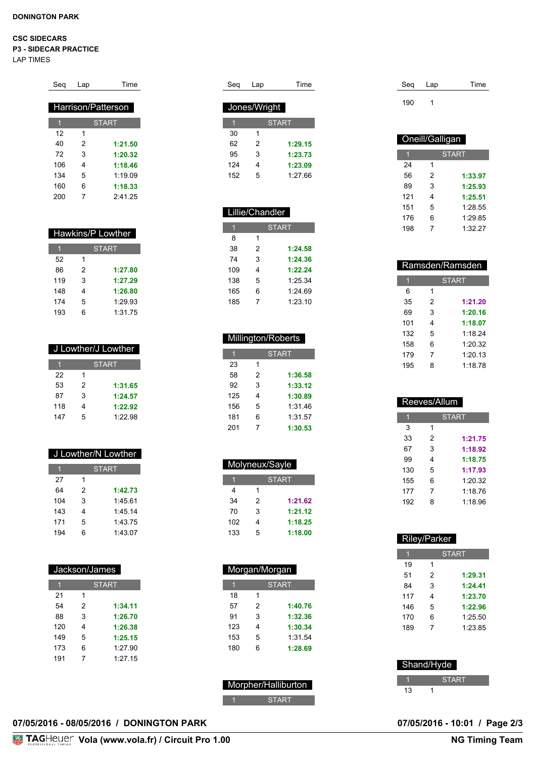**DONINGTON PARK**

**CSC SIDECARS**
**P3 - SIDECAR PRACTICE**
LAP TIMES

### Harrison/Patterson

| Seq | Lap | Time |
|---|---|---|
| 1 | START | |
| 12 | 1 | |
| 40 | 2 | **1:21.50** |
| 72 | 3 | **1:20.32** |
| 106 | 4 | **1:18.46** |
| 134 | 5 | 1:19.09 |
| 160 | 6 | **1:18.33** |
| 200 | 7 | 2:41.25 |

### Hawkins/P Lowther

| Seq | Lap | Time |
|---|---|---|
| 1 | START | |
| 52 | 1 | |
| 86 | 2 | **1:27.80** |
| 119 | 3 | **1:27.29** |
| 148 | 4 | **1:26.80** |
| 174 | 5 | 1:29.93 |
| 193 | 6 | 1:31.75 |

### J Lowther/J Lowther

| Seq | Lap | Time |
|---|---|---|
| 1 | START | |
| 22 | 1 | |
| 53 | 2 | **1:31.65** |
| 87 | 3 | **1:24.57** |
| 118 | 4 | **1:22.92** |
| 147 | 5 | 1:22.98 |

### J Lowther/N Lowther

| Seq | Lap | Time |
|---|---|---|
| 1 | START | |
| 27 | 1 | |
| 64 | 2 | **1:42.73** |
| 104 | 3 | 1:45.61 |
| 143 | 4 | 1:45.14 |
| 171 | 5 | 1:43.75 |
| 194 | 6 | 1:43.07 |

### Jackson/James

| Seq | Lap | Time |
|---|---|---|
| 1 | START | |
| 21 | 1 | |
| 54 | 2 | **1:34.11** |
| 88 | 3 | **1:26.70** |
| 120 | 4 | **1:26.38** |
| 149 | 5 | **1:25.15** |
| 173 | 6 | 1:27.90 |
| 191 | 7 | 1:27.15 |

### Jones/Wright

| Seq | Lap | Time |
|---|---|---|
| 1 | START | |
| 30 | 1 | |
| 62 | 2 | **1:29.15** |
| 95 | 3 | **1:23.73** |
| 124 | 4 | **1:23.09** |
| 152 | 5 | 1:27.66 |

### Lillie/Chandler

| Seq | Lap | Time |
|---|---|---|
| 1 | START | |
| 8 | 1 | |
| 38 | 2 | **1:24.58** |
| 74 | 3 | **1:24.36** |
| 109 | 4 | **1:22.24** |
| 138 | 5 | 1:25.34 |
| 165 | 6 | 1:24.69 |
| 185 | 7 | 1:23.10 |

### Millington/Roberts

| Seq | Lap | Time |
|---|---|---|
| 1 | START | |
| 23 | 1 | |
| 58 | 2 | **1:36.58** |
| 92 | 3 | **1:33.12** |
| 125 | 4 | **1:30.89** |
| 156 | 5 | 1:31.46 |
| 181 | 6 | 1:31.57 |
| 201 | 7 | **1:30.53** |

### Molyneux/Sayle

| Seq | Lap | Time |
|---|---|---|
| 1 | START | |
| 4 | 1 | |
| 34 | 2 | **1:21.62** |
| 70 | 3 | **1:21.12** |
| 102 | 4 | **1:18.25** |
| 133 | 5 | **1:18.00** |

### Morgan/Morgan

| Seq | Lap | Time |
|---|---|---|
| 1 | START | |
| 18 | 1 | |
| 57 | 2 | **1:40.76** |
| 91 | 3 | **1:32.36** |
| 123 | 4 | **1:30.34** |
| 153 | 5 | 1:31.54 |
| 180 | 6 | **1:28.69** |

### Morpher/Halliburton

| Seq | Lap | Time |
|---|---|---|
| 1 | START | |
| 190 | 1 | |

### Oneill/Galligan

| Seq | Lap | Time |
|---|---|---|
| 1 | START | |
| 24 | 1 | |
| 56 | 2 | **1:33.97** |
| 89 | 3 | **1:25.93** |
| 121 | 4 | **1:25.51** |
| 151 | 5 | 1:28.55 |
| 176 | 6 | 1:29.85 |
| 198 | 7 | 1:32.27 |

### Ramsden/Ramsden

| Seq | Lap | Time |
|---|---|---|
| 1 | START | |
| 6 | 1 | |
| 35 | 2 | **1:21.20** |
| 69 | 3 | **1:20.16** |
| 101 | 4 | **1:18.07** |
| 132 | 5 | 1:18.24 |
| 158 | 6 | 1:20.32 |
| 179 | 7 | 1:20.13 |
| 195 | 8 | 1:18.78 |

### Reeves/Allum

| Seq | Lap | Time |
|---|---|---|
| 1 | START | |
| 3 | 1 | |
| 33 | 2 | **1:21.75** |
| 67 | 3 | **1:18.92** |
| 99 | 4 | **1:18.75** |
| 130 | 5 | **1:17.93** |
| 155 | 6 | 1:20.32 |
| 177 | 7 | 1:18.76 |
| 192 | 8 | 1:18.96 |

### Riley/Parker

| Seq | Lap | Time |
|---|---|---|
| 1 | START | |
| 19 | 1 | |
| 51 | 2 | **1:29.31** |
| 84 | 3 | **1:24.41** |
| 117 | 4 | **1:23.70** |
| 146 | 5 | **1:22.96** |
| 170 | 6 | 1:25.50 |
| 189 | 7 | 1:23.85 |

### Shand/Hyde

| Seq | Lap | Time |
|---|---|---|
| 1 | START | |
| 13 | 1 | |

**07/05/2016 - 08/05/2016 / DONINGTON PARK**

**07/05/2016 - 10:01**

**Vola (www.vola.fr) / Circuit Pro 1.00** — **NG Timing Team**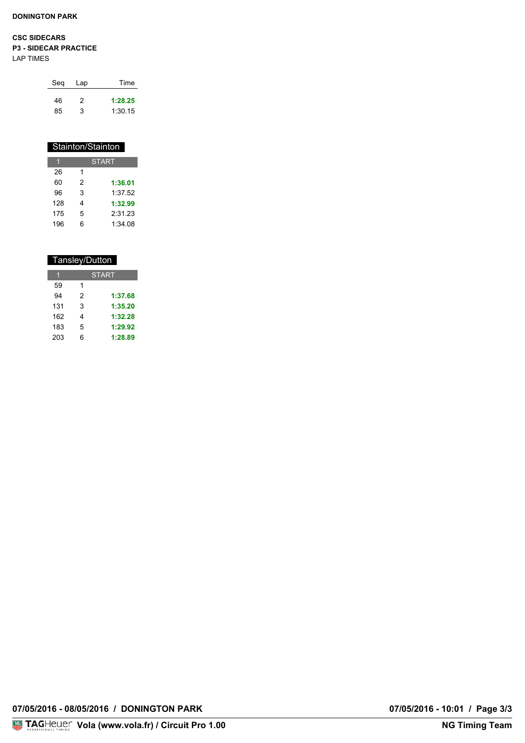**DONINGTON PARK**

**CSC SIDECARS**
**P3 - SIDECAR PRACTICE**
LAP TIMES

| Seq | Lap | Time |
|---|---|---|
| 46 | 2 | **1:28.25** |
| 85 | 3 | 1:30.15 |

**Stainton/Stainton**

| 1 | | START |
|---|---|---|
| 26 | 1 | |
| 60 | 2 | **1:36.01** |
| 96 | 3 | 1:37.52 |
| 128 | 4 | **1:32.99** |
| 175 | 5 | 2:31.23 |
| 196 | 6 | 1:34.08 |

**Tansley/Dutton**

| 1 | | START |
|---|---|---|
| 59 | 1 | |
| 94 | 2 | **1:37.68** |
| 131 | 3 | **1:35.20** |
| 162 | 4 | **1:32.28** |
| 183 | 5 | **1:29.92** |
| 203 | 6 | **1:28.89** |